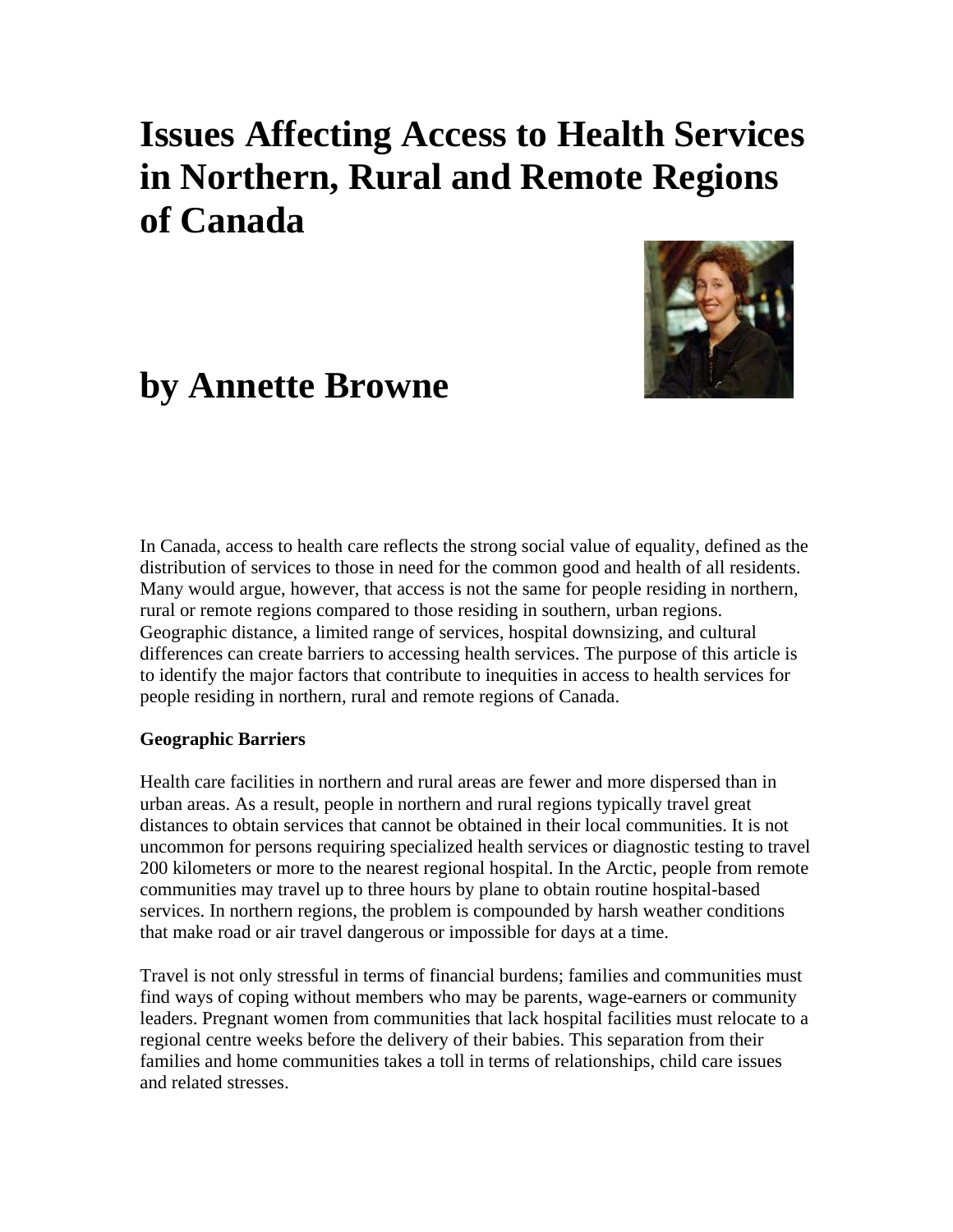# Issues Affecting Access to Health Services in Northern, Rural and Remote Regions of Canada

# by Annette Browne

In Canada, access to health care reflects the strong social value of equality, defined as the distribution of services to those in need for the common good and health of all residents. Many would argue, however, that access is not the same for people residing in northern, rural or remote regions compared to those residing in southern, urban regions. Geographic distance, a limited range of services, hospital downsizing, and cultural differences can create barriers to accessing health services. The purpose of this article is to identify the major factors that contribute to inequities in access to health services for people residing in northern, rural and remote regions of Canada.

**Geographic Barriers**

Health care facilities in northern and rural areas are fewer and more dispersed than in urban areas. As a result, people in northern and rural regions typically travel great distances to obtain services that cannot be obtained in their local communities. It is not uncommon for persons requiring specialized health services or diagnostic testing to travel 200 kilometers or more to the nearest regional hospital. In the Arctic, people from remote communities may travel up to three hours by plane to obtain routine hospital-based services. In northern regions, the problem is compounded by harsh weather conditions that make road or air travel dangerous or impossible for days at a time.

Travel is not only stressful in terms of financial burdens; families and communities must find ways of coping without members who may be parents, wage-earners or community leaders. Pregnant women from communities that lack hospital facilities must relocate to a regional centre weeks before the delivery of their babies. This separation from their families and home communities takes a toll in terms of relationships, child care issues and related stresses.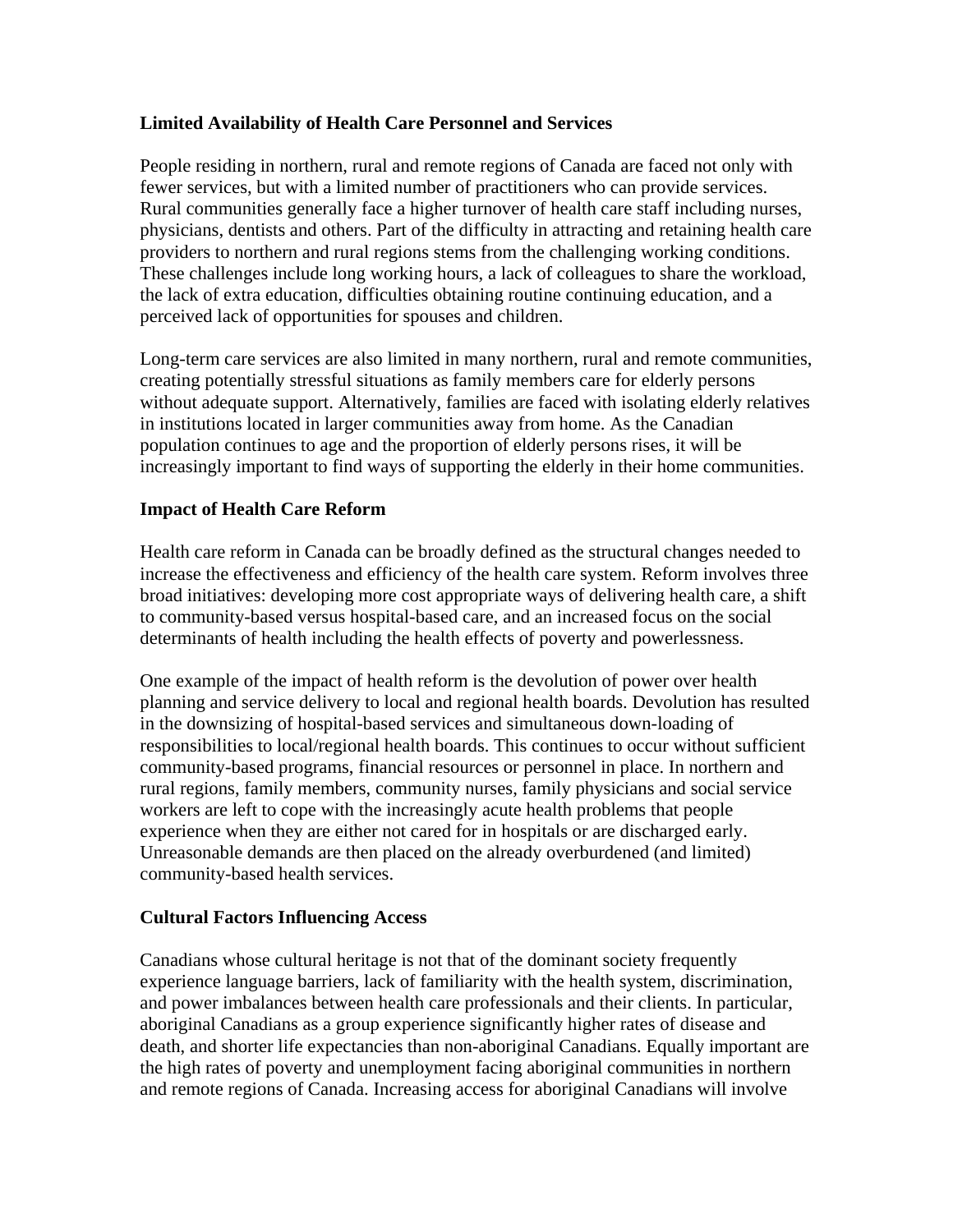### Limited Availability of Health Care Personnel and Services

People residing in northern, rural and remote regions of Canada are faced not only with fewer services, but with a limited number of practitioners who can provide services. Rural communities generally face a higher turnover of health care staff including nurses, physicians, dentists and others. Part of the difficulty in attracting and retaining health care providers to northern and rural regions stems from the challenging working conditions. These challenges include long working hours, a lack of colleagues to share the workload, the lack of extra education, difficulties obtaining routine continuing education, and a perceived lack of opportunities for spouses and children.

Long-term care services are also limited in many northern, rural and remote communities, creating potentially stressful situations as family members care for elderly persons without adequate support. Alternatively, families are faced with isolating elderly relatives in institutions located in larger communities away from home. As the Canadian population continues to age and the proportion of elderly persons rises, it will be increasingly important to find ways of supporting the elderly in their home communities.

### Impact of Health Care Reform

Health care reform in Canada can be broadly defined as the structural changes needed to increase the effectiveness and efficiency of the health care system. Reform involves three broad initiatives: developing more cost appropriate ways of delivering health care, a shift to community-based versus hospital-based care, and an increased focus on the social determinants of health including the health effects of poverty and powerlessness.

One example of the impact of health reform is the devolution of power over health planning and service delivery to local and regional health boards. Devolution has resulted in the downsizing of hospital-based services and simultaneous down-loading of responsibilities to local/regional health boards. This continues to occur without sufficient community-based programs, financial resources or personnel in place. In northern and rural regions, family members, community nurses, family physicians and social service workers are left to cope with the increasingly acute health problems that people experience when they are either not cared for in hospitals or are discharged early. Unreasonable demands are then placed on the already overburdened (and limited) community-based health services.

### Cultural Factors Influencing Access

Canadians whose cultural heritage is not that of the dominant society frequently experience language barriers, lack of familiarity with the health system, discrimination, and power imbalances between health care professionals and their clients. In particular, aboriginal Canadians as a group experience significantly higher rates of disease and death, and shorter life expectancies than non-aboriginal Canadians. Equally important are the high rates of poverty and unemployment facing aboriginal communities in northern and remote regions of Canada. Increasing access for aboriginal Canadians will involve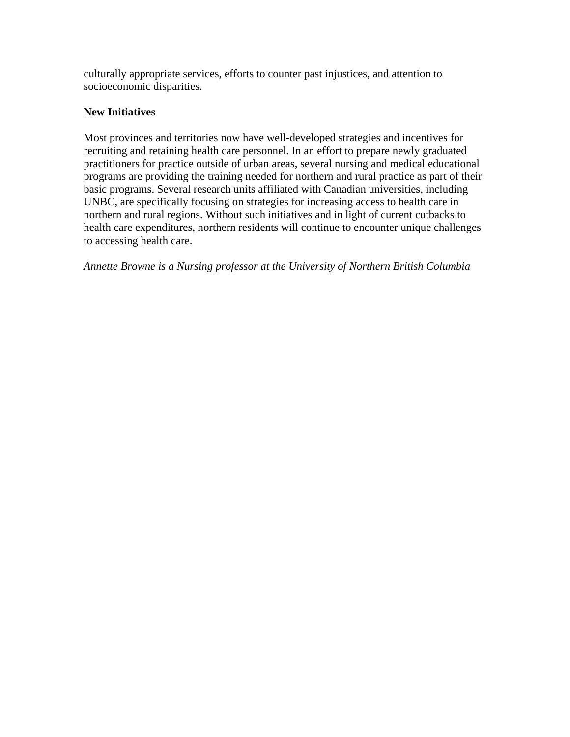culturally appropriate services, efforts to counter past injustices, and attention to socioeconomic disparities.

**New Initiatives**

Most provinces and territories now have well-developed strategies and incentives for recruiting and retaining health care personnel. In an effort to prepare newly graduated practitioners for practice outside of urban areas, several nursing and medical educational programs are providing the training needed for northern and rural practice as part of their basic programs. Several research units affiliated with Canadian universities, including UNBC, are specifically focusing on strategies for increasing access to health care in northern and rural regions. Without such initiatives and in light of current cutbacks to health care expenditures, northern residents will continue to encounter unique challenges to accessing health care.

*Annette Browne is a Nursing professor at the University of Northern British Columbia*